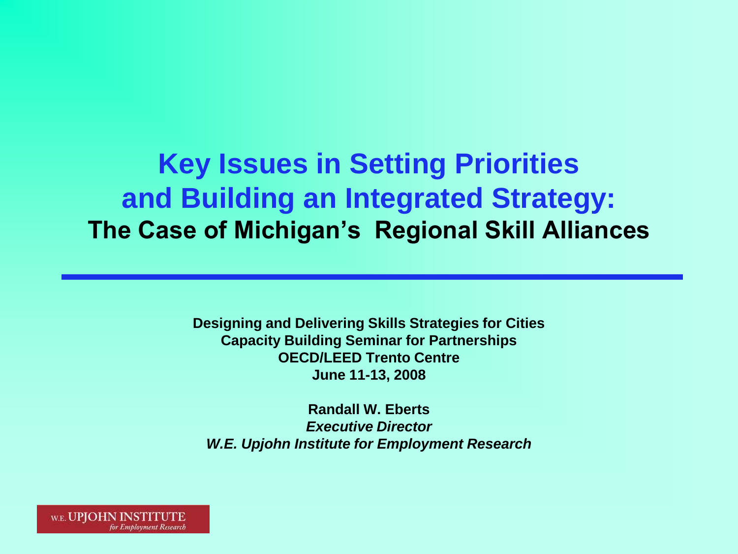# Key Issues in Setting Priorities and Building an Integrated Strategy:

## The Case of Michigan's Regional Skill Alliances

**Designing and Delivering Skills Strategies for Cities**
**Capacity Building Seminar for Partnerships**
**OECD/LEED Trento Centre**
**June 11-13, 2008**

**Randall W. Eberts**
***Executive Director***
***W.E. Upjohn Institute for Employment Research***

W.E. UPJOHN INSTITUTE *for Employment Research*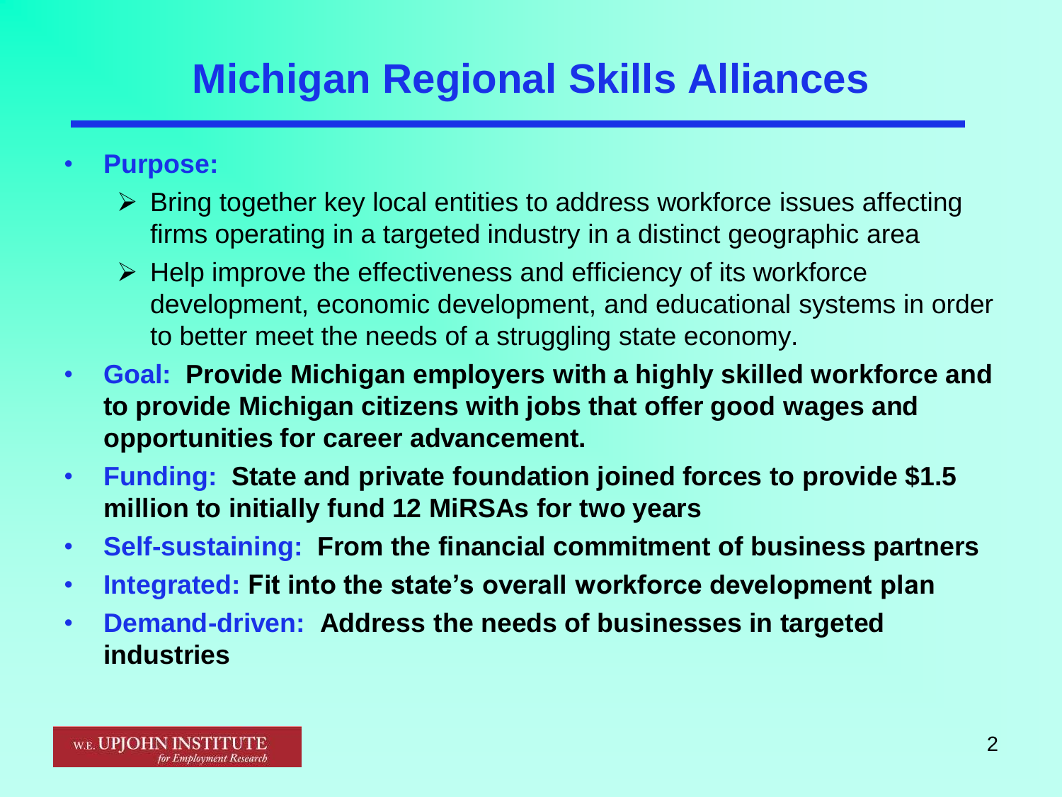# Michigan Regional Skills Alliances

- **Purpose:**
  - Bring together key local entities to address workforce issues affecting firms operating in a targeted industry in a distinct geographic area
  - Help improve the effectiveness and efficiency of its workforce development, economic development, and educational systems in order to better meet the needs of a struggling state economy.
- **Goal: Provide Michigan employers with a highly skilled workforce and to provide Michigan citizens with jobs that offer good wages and opportunities for career advancement.**
- **Funding: State and private foundation joined forces to provide $1.5 million to initially fund 12 MiRSAs for two years**
- **Self-sustaining: From the financial commitment of business partners**
- **Integrated: Fit into the state's overall workforce development plan**
- **Demand-driven: Address the needs of businesses in targeted industries**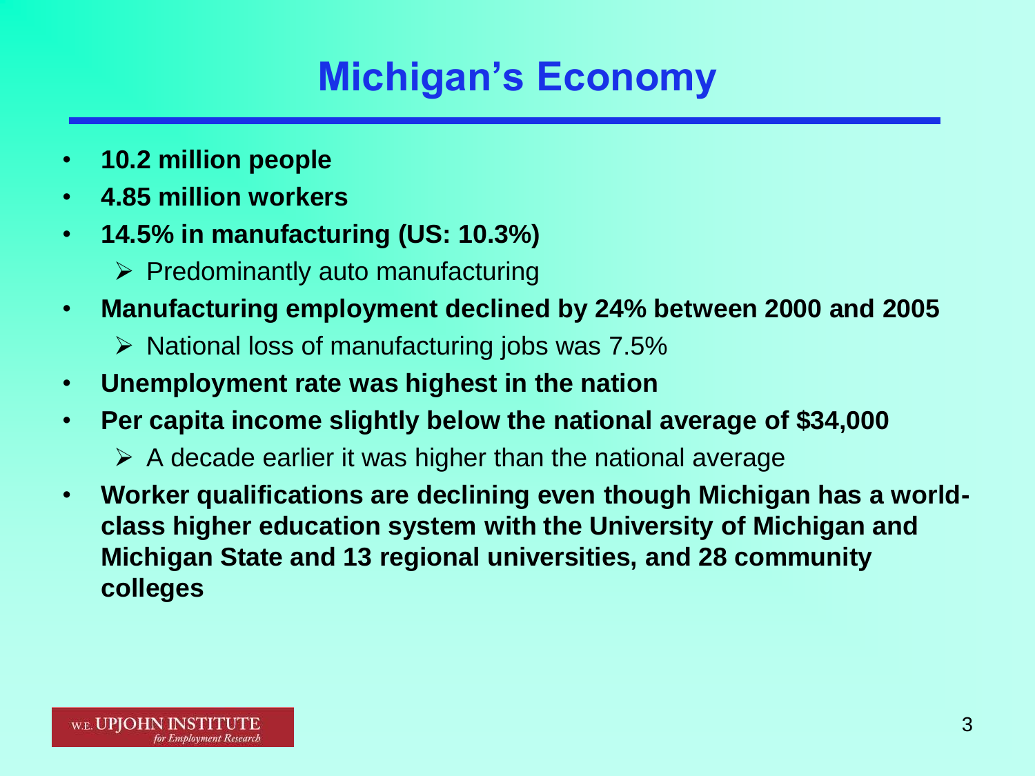# Michigan's Economy

- **10.2 million people**
- **4.85 million workers**
- **14.5% in manufacturing (US: 10.3%)**
  - Predominantly auto manufacturing
- **Manufacturing employment declined by 24% between 2000 and 2005**
  - National loss of manufacturing jobs was 7.5%
- **Unemployment rate was highest in the nation**
- **Per capita income slightly below the national average of $34,000**
  - A decade earlier it was higher than the national average
- **Worker qualifications are declining even though Michigan has a world-class higher education system with the University of Michigan and Michigan State and 13 regional universities, and 28 community colleges**

W.E. UPJOHN INSTITUTE *for Employment Research*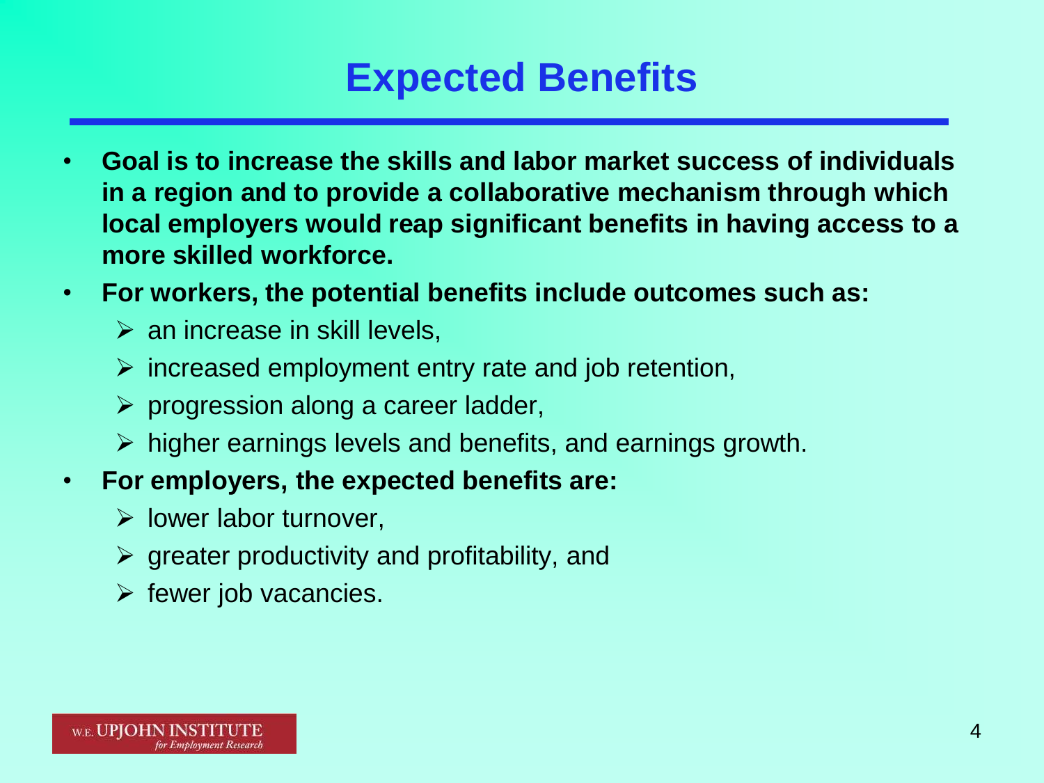# Expected Benefits

- **Goal is to increase the skills and labor market success of individuals in a region and to provide a collaborative mechanism through which local employers would reap significant benefits in having access to a more skilled workforce.**
- **For workers, the potential benefits include outcomes such as:**
  - an increase in skill levels,
  - increased employment entry rate and job retention,
  - progression along a career ladder,
  - higher earnings levels and benefits, and earnings growth.
- **For employers, the expected benefits are:**
  - lower labor turnover,
  - greater productivity and profitability, and
  - fewer job vacancies.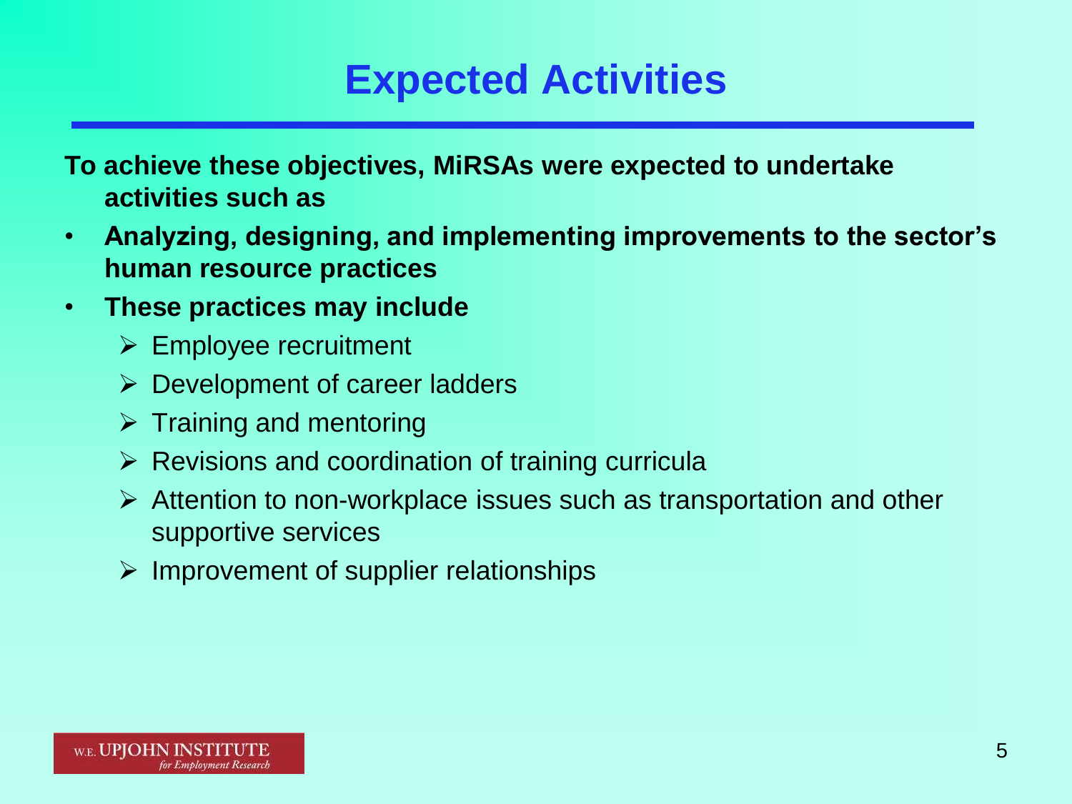# Expected Activities

**To achieve these objectives, MiRSAs were expected to undertake activities such as**

- **Analyzing, designing, and implementing improvements to the sector's human resource practices**
- **These practices may include**
  - Employee recruitment
  - Development of career ladders
  - Training and mentoring
  - Revisions and coordination of training curricula
  - Attention to non-workplace issues such as transportation and other supportive services
  - Improvement of supplier relationships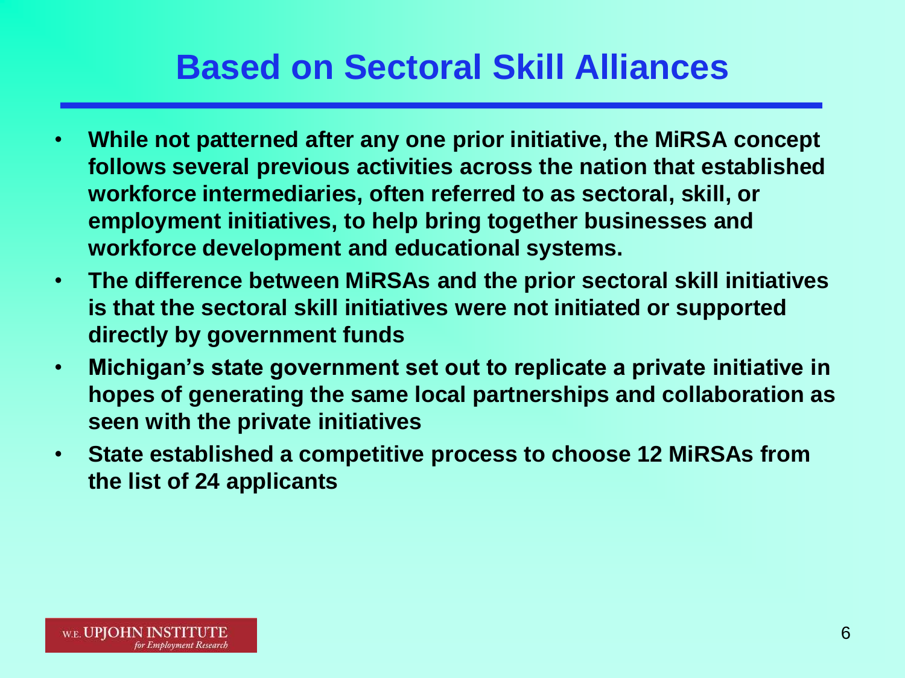# Based on Sectoral Skill Alliances

- **While not patterned after any one prior initiative, the MiRSA concept follows several previous activities across the nation that established workforce intermediaries, often referred to as sectoral, skill, or employment initiatives, to help bring together businesses and workforce development and educational systems.**
- **The difference between MiRSAs and the prior sectoral skill initiatives is that the sectoral skill initiatives were not initiated or supported directly by government funds**
- **Michigan's state government set out to replicate a private initiative in hopes of generating the same local partnerships and collaboration as seen with the private initiatives**
- **State established a competitive process to choose 12 MiRSAs from the list of 24 applicants**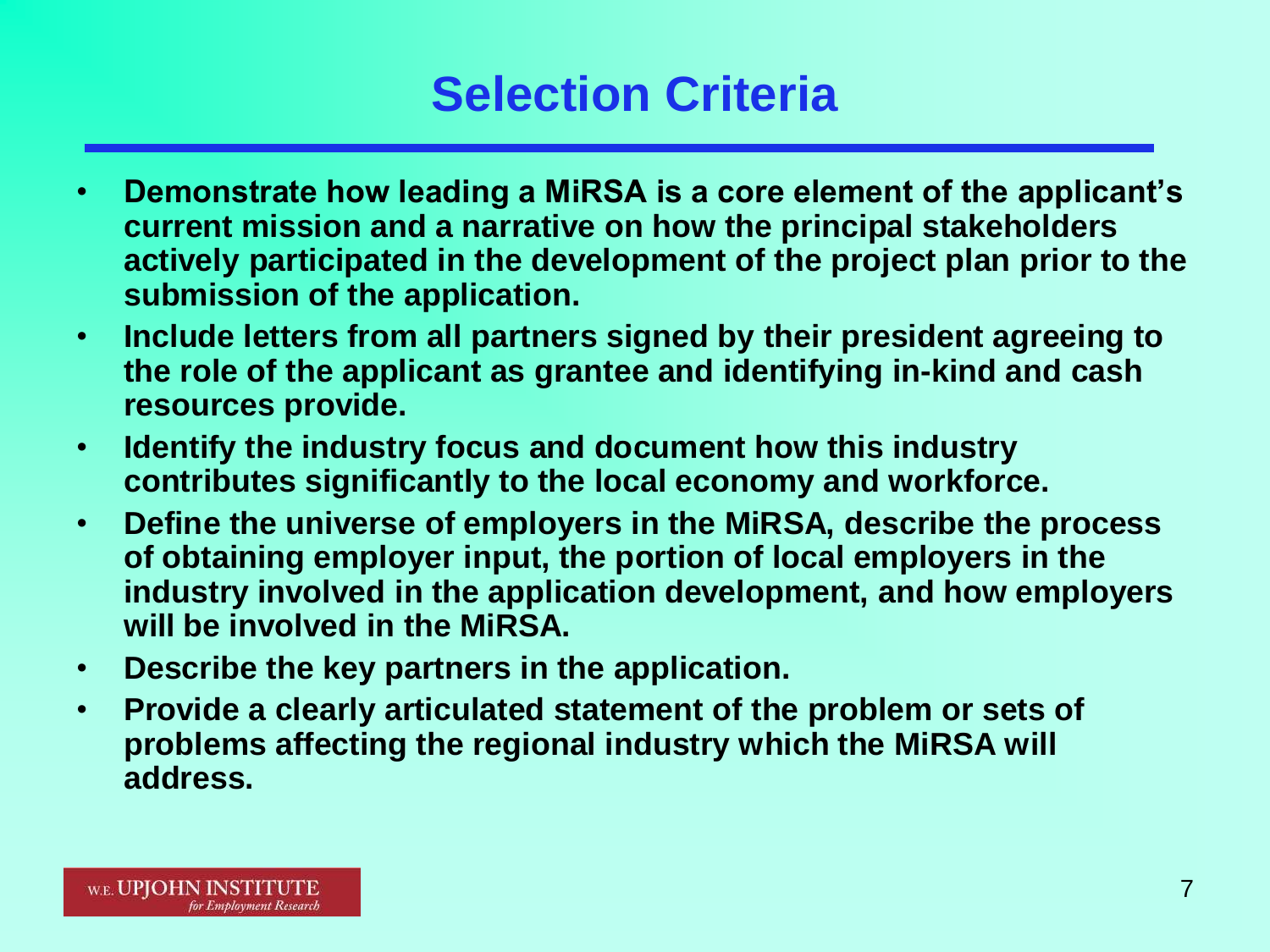# Selection Criteria

- **Demonstrate how leading a MiRSA is a core element of the applicant's current mission and a narrative on how the principal stakeholders actively participated in the development of the project plan prior to the submission of the application.**
- **Include letters from all partners signed by their president agreeing to the role of the applicant as grantee and identifying in-kind and cash resources provide.**
- **Identify the industry focus and document how this industry contributes significantly to the local economy and workforce.**
- **Define the universe of employers in the MiRSA, describe the process of obtaining employer input, the portion of local employers in the industry involved in the application development, and how employers will be involved in the MiRSA.**
- **Describe the key partners in the application.**
- **Provide a clearly articulated statement of the problem or sets of problems affecting the regional industry which the MiRSA will address.**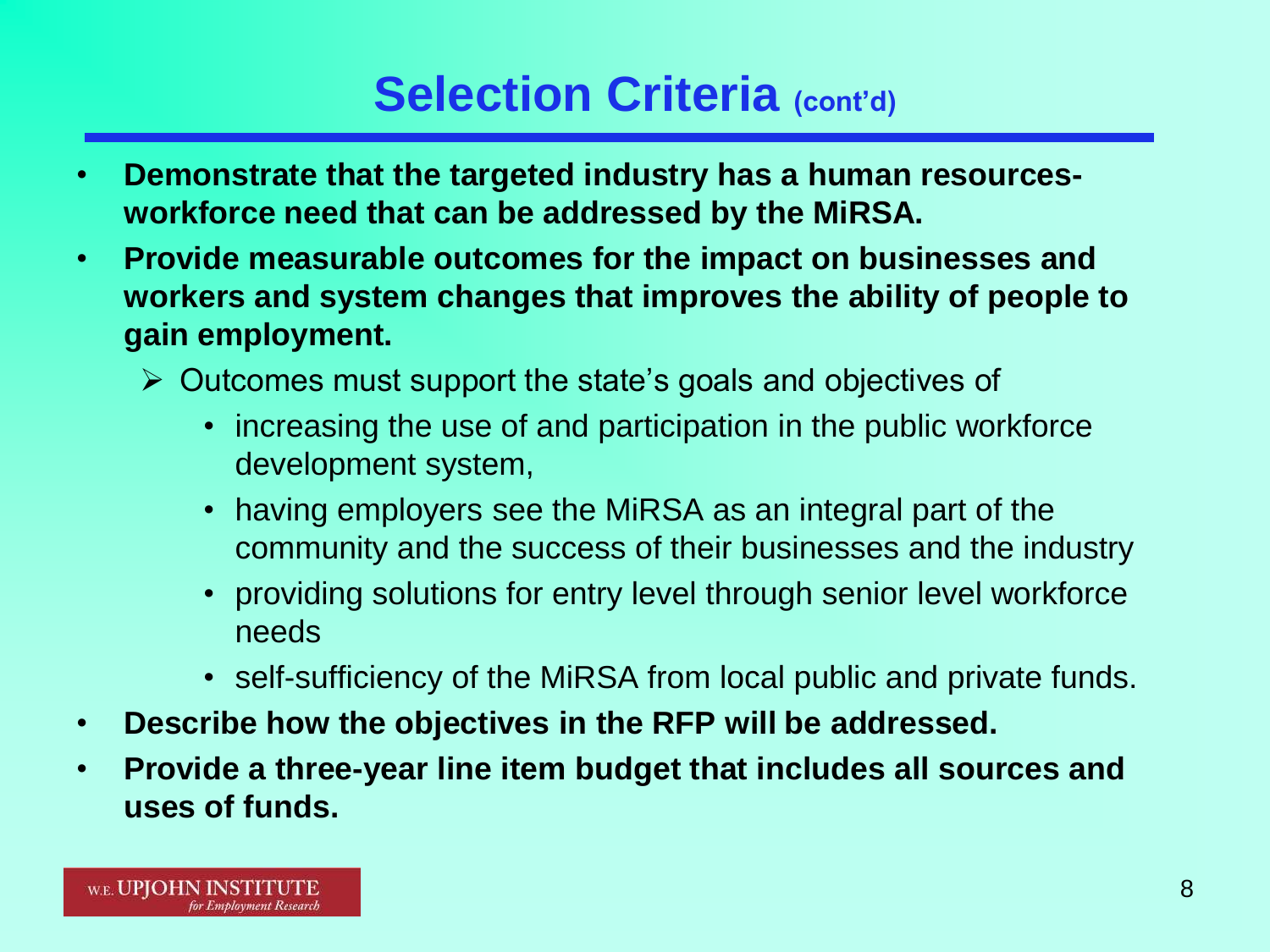# Selection Criteria (cont'd)

- **Demonstrate that the targeted industry has a human resources-workforce need that can be addressed by the MiRSA.**
- **Provide measurable outcomes for the impact on businesses and workers and system changes that improves the ability of people to gain employment.**
  - Outcomes must support the state's goals and objectives of
    - increasing the use of and participation in the public workforce development system,
    - having employers see the MiRSA as an integral part of the community and the success of their businesses and the industry
    - providing solutions for entry level through senior level workforce needs
    - self-sufficiency of the MiRSA from local public and private funds.
- **Describe how the objectives in the RFP will be addressed.**
- **Provide a three-year line item budget that includes all sources and uses of funds.**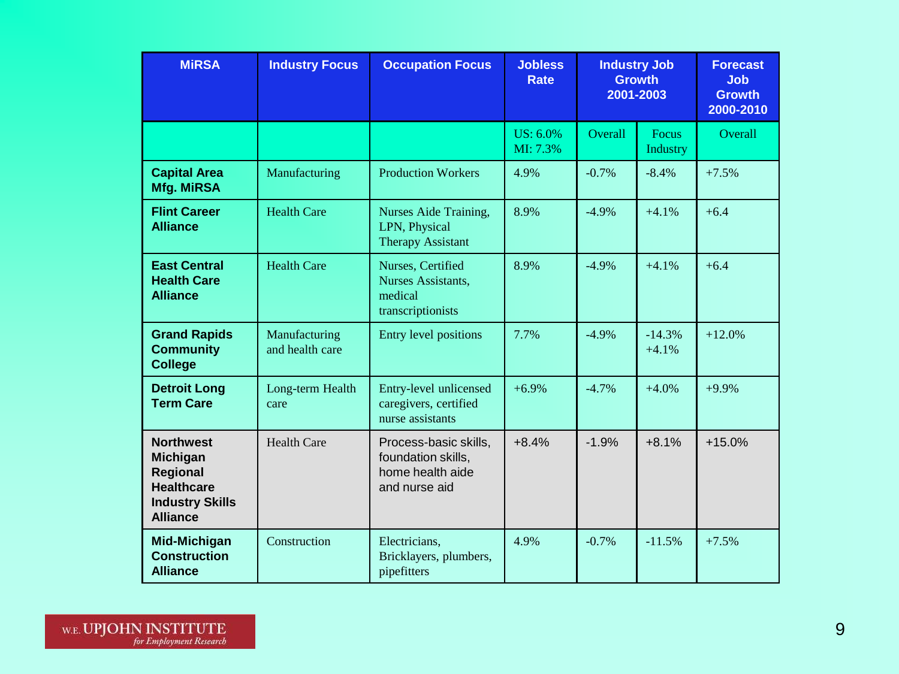| MiRSA | Industry Focus | Occupation Focus | Jobless Rate | Industry Job Growth 2001-2003 | | Forecast Job Growth 2000-2010 |
|---|---|---|---|---|---|---|
| | | | US: 6.0% MI: 7.3% | Overall | Focus Industry | Overall |
| **Capital Area Mfg. MiRSA** | Manufacturing | Production Workers | 4.9% | -0.7% | -8.4% | +7.5% |
| **Flint Career Alliance** | Health Care | Nurses Aide Training, LPN, Physical Therapy Assistant | 8.9% | -4.9% | +4.1% | +6.4 |
| **East Central Health Care Alliance** | Health Care | Nurses, Certified Nurses Assistants, medical transcriptionists | 8.9% | -4.9% | +4.1% | +6.4 |
| **Grand Rapids Community College** | Manufacturing and health care | Entry level positions | 7.7% | -4.9% | -14.3% +4.1% | +12.0% |
| **Detroit Long Term Care** | Long-term Health care | Entry-level unlicensed caregivers, certified nurse assistants | +6.9% | -4.7% | +4.0% | +9.9% |
| **Northwest Michigan Regional Healthcare Industry Skills Alliance** | Health Care | Process-basic skills, foundation skills, home health aide and nurse aid | +8.4% | -1.9% | +8.1% | +15.0% |
| **Mid-Michigan Construction Alliance** | Construction | Electricians, Bricklayers, plumbers, pipefitters | 4.9% | -0.7% | -11.5% | +7.5% |

W.E. UPJOHN INSTITUTE *for Employment Research*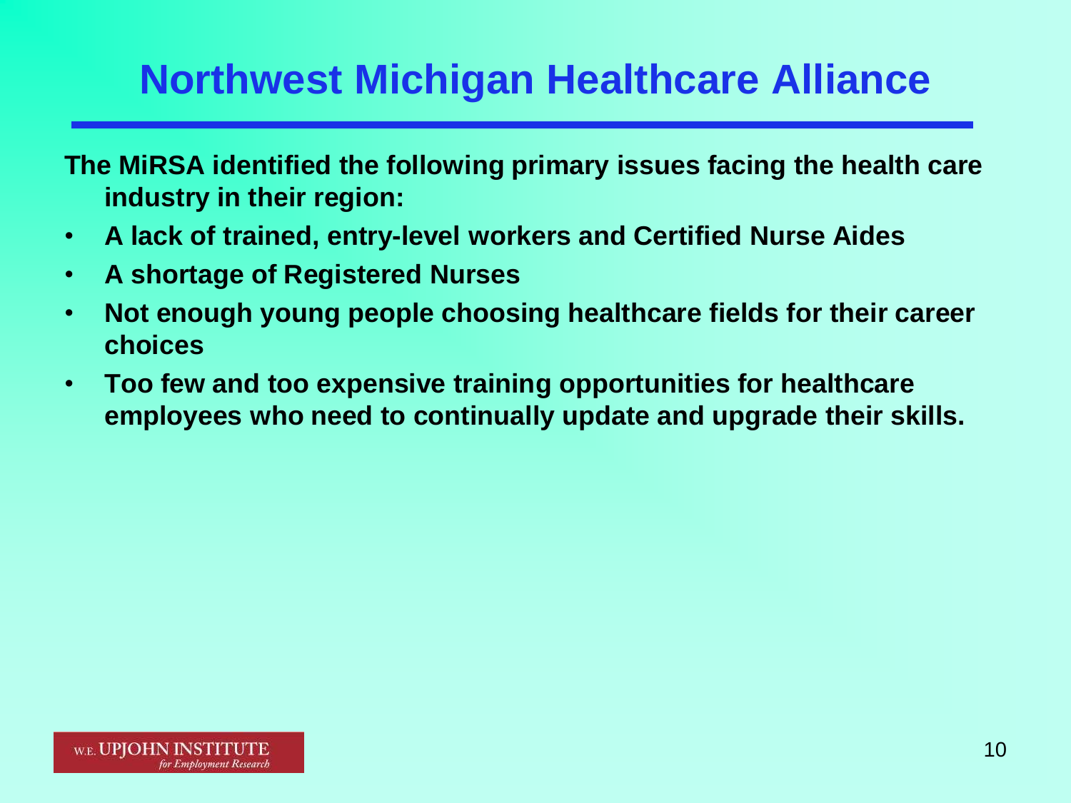# Northwest Michigan Healthcare Alliance

**The MiRSA identified the following primary issues facing the health care industry in their region:**

- **A lack of trained, entry-level workers and Certified Nurse Aides**
- **A shortage of Registered Nurses**
- **Not enough young people choosing healthcare fields for their career choices**
- **Too few and too expensive training opportunities for healthcare employees who need to continually update and upgrade their skills.**

W.E. UPJOHN INSTITUTE *for Employment Research*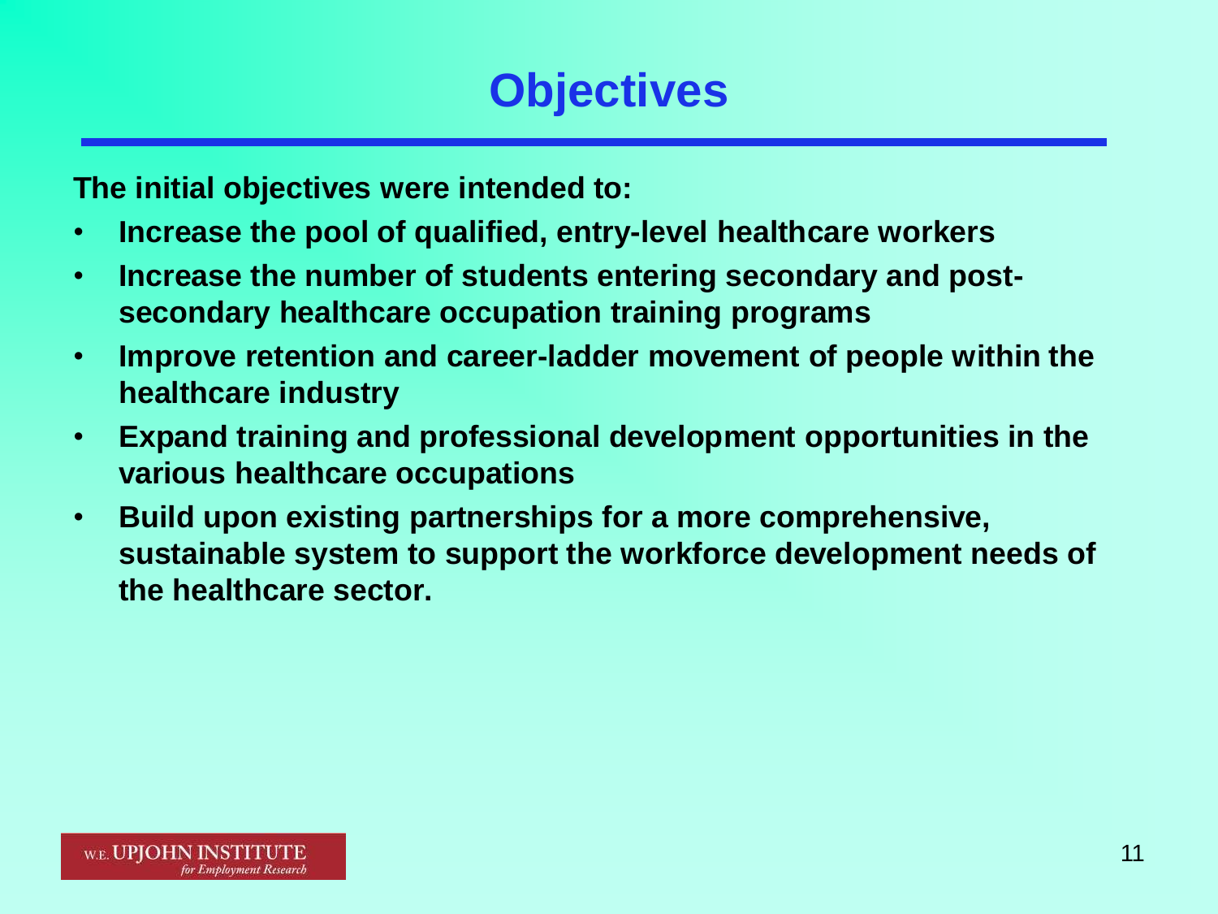# Objectives

**The initial objectives were intended to:**

- **Increase the pool of qualified, entry-level healthcare workers**
- **Increase the number of students entering secondary and post-secondary healthcare occupation training programs**
- **Improve retention and career-ladder movement of people within the healthcare industry**
- **Expand training and professional development opportunities in the various healthcare occupations**
- **Build upon existing partnerships for a more comprehensive, sustainable system to support the workforce development needs of the healthcare sector.**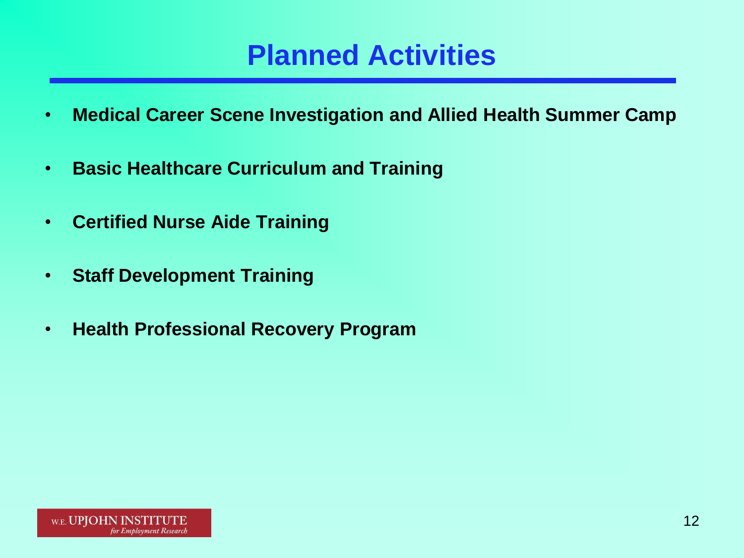# Planned Activities

- **Medical Career Scene Investigation and Allied Health Summer Camp**
- **Basic Healthcare Curriculum and Training**
- **Certified Nurse Aide Training**
- **Staff Development Training**
- **Health Professional Recovery Program**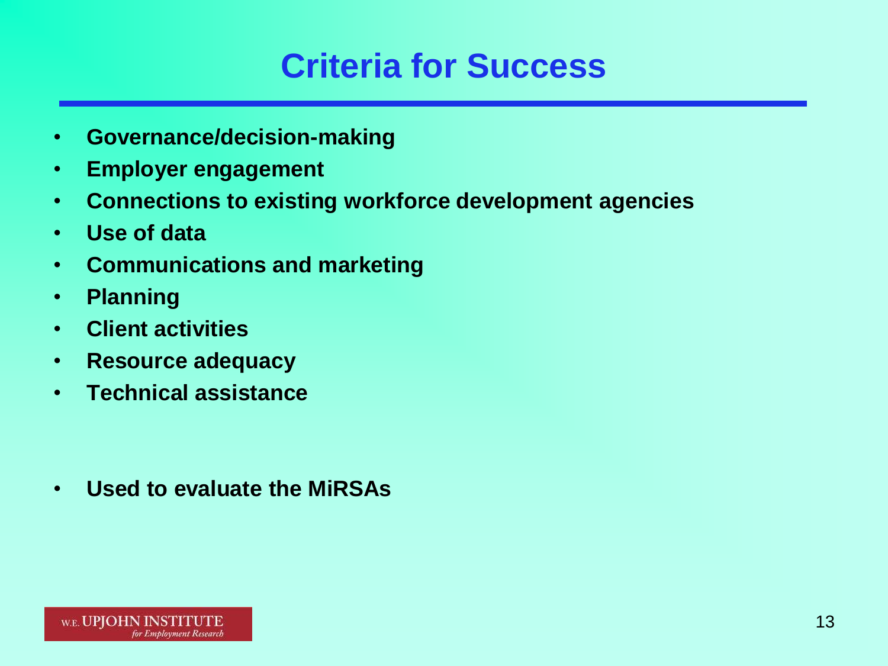# Criteria for Success

- **Governance/decision-making**
- **Employer engagement**
- **Connections to existing workforce development agencies**
- **Use of data**
- **Communications and marketing**
- **Planning**
- **Client activities**
- **Resource adequacy**
- **Technical assistance**

- **Used to evaluate the MiRSAs**

W.E. UPJOHN INSTITUTE *for Employment Research*